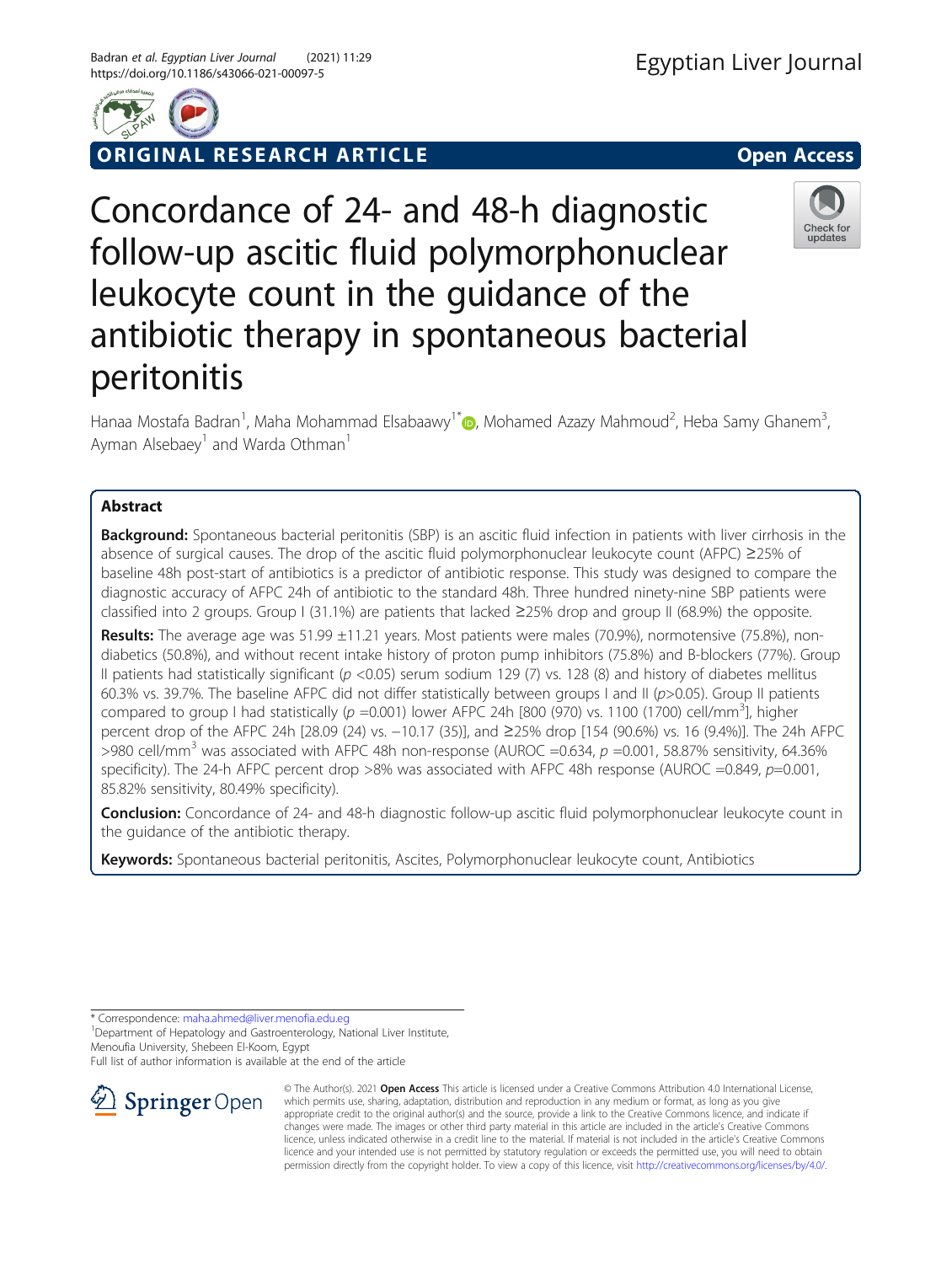ORIGINAL RESEARCH ARTICLE

Open Access

# Concordance of 24- and 48-h diagnostic follow-up ascitic fluid polymorphonuclear leukocyte count in the guidance of the antibiotic therapy in spontaneous bacterial peritonitis

Hanaa Mostafa Badran[1], Maha Mohammad Elsabaawy[1*], Mohamed Azazy Mahmoud[2], Heba Samy Ghanem[3], Ayman Alsebaey[1] and Warda Othman[1]

## Abstract

**Background:** Spontaneous bacterial peritonitis (SBP) is an ascitic fluid infection in patients with liver cirrhosis in the absence of surgical causes. The drop of the ascitic fluid polymorphonuclear leukocyte count (AFPC) ≥25% of baseline 48h post-start of antibiotics is a predictor of antibiotic response. This study was designed to compare the diagnostic accuracy of AFPC 24h of antibiotic to the standard 48h. Three hundred ninety-nine SBP patients were classified into 2 groups. Group I (31.1%) are patients that lacked ≥25% drop and group II (68.9%) the opposite.

**Results:** The average age was 51.99 ±11.21 years. Most patients were males (70.9%), normotensive (75.8%), non-diabetics (50.8%), and without recent intake history of proton pump inhibitors (75.8%) and B-blockers (77%). Group II patients had statistically significant ($p$ <0.05) serum sodium 129 (7) vs. 128 (8) and history of diabetes mellitus 60.3% vs. 39.7%. The baseline AFPC did not differ statistically between groups I and II ($p$>0.05). Group II patients compared to group I had statistically ($p$ =0.001) lower AFPC 24h [800 (970) vs. 1100 (1700) cell/mm$^3$], higher percent drop of the AFPC 24h [28.09 (24) vs. −10.17 (35)], and ≥25% drop [154 (90.6%) vs. 16 (9.4%)]. The 24h AFPC >980 cell/mm$^3$ was associated with AFPC 48h non-response (AUROC =0.634, $p$ =0.001, 58.87% sensitivity, 64.36% specificity). The 24-h AFPC percent drop >8% was associated with AFPC 48h response (AUROC =0.849, $p$=0.001, 85.82% sensitivity, 80.49% specificity).

**Conclusion:** Concordance of 24- and 48-h diagnostic follow-up ascitic fluid polymorphonuclear leukocyte count in the guidance of the antibiotic therapy.

**Keywords:** Spontaneous bacterial peritonitis, Ascites, Polymorphonuclear leukocyte count, Antibiotics

* Correspondence: maha.ahmed@liver.menofia.edu.eg
[1]Department of Hepatology and Gastroenterology, National Liver Institute, Menoufia University, Shebeen El-Koom, Egypt
Full list of author information is available at the end of the article

© The Author(s). 2021 Open Access This article is licensed under a Creative Commons Attribution 4.0 International License, which permits use, sharing, adaptation, distribution and reproduction in any medium or format, as long as you give appropriate credit to the original author(s) and the source, provide a link to the Creative Commons licence, and indicate if changes were made. The images or other third party material in this article are included in the article's Creative Commons licence, unless indicated otherwise in a credit line to the material. If material is not included in the article's Creative Commons licence and your intended use is not permitted by statutory regulation or exceeds the permitted use, you will need to obtain permission directly from the copyright holder. To view a copy of this licence, visit http://creativecommons.org/licenses/by/4.0/.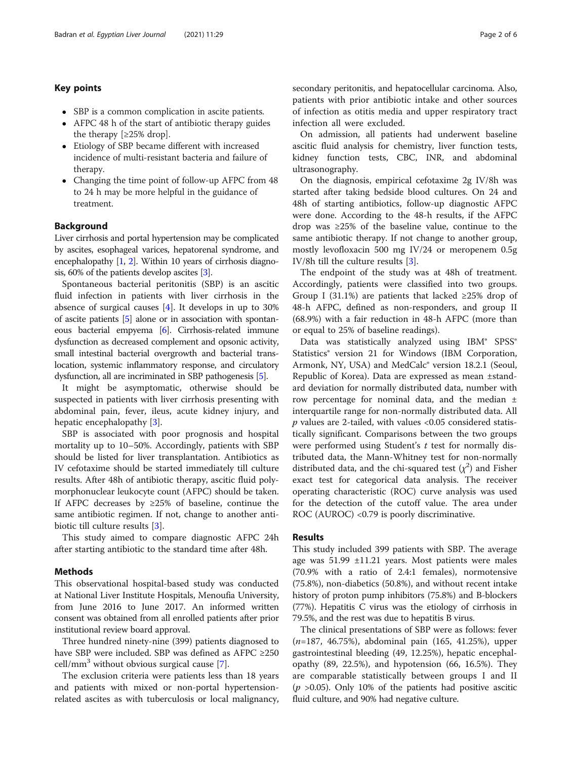## Key points

- SBP is a common complication in ascite patients.
- AFPC 48 h of the start of antibiotic therapy guides the therapy [≥25% drop].
- Etiology of SBP became different with increased incidence of multi-resistant bacteria and failure of therapy.
- Changing the time point of follow-up AFPC from 48 to 24 h may be more helpful in the guidance of treatment.

## Background

Liver cirrhosis and portal hypertension may be complicated by ascites, esophageal varices, hepatorenal syndrome, and encephalopathy [1, 2]. Within 10 years of cirrhosis diagnosis, 60% of the patients develop ascites [3].

Spontaneous bacterial peritonitis (SBP) is an ascitic fluid infection in patients with liver cirrhosis in the absence of surgical causes [4]. It develops in up to 30% of ascite patients [5] alone or in association with spontaneous bacterial empyema [6]. Cirrhosis-related immune dysfunction as decreased complement and opsonic activity, small intestinal bacterial overgrowth and bacterial translocation, systemic inflammatory response, and circulatory dysfunction, all are incriminated in SBP pathogenesis [5].

It might be asymptomatic, otherwise should be suspected in patients with liver cirrhosis presenting with abdominal pain, fever, ileus, acute kidney injury, and hepatic encephalopathy [3].

SBP is associated with poor prognosis and hospital mortality up to 10–50%. Accordingly, patients with SBP should be listed for liver transplantation. Antibiotics as IV cefotaxime should be started immediately till culture results. After 48h of antibiotic therapy, ascitic fluid polymorphonuclear leukocyte count (AFPC) should be taken. If AFPC decreases by ≥25% of baseline, continue the same antibiotic regimen. If not, change to another antibiotic till culture results [3].

This study aimed to compare diagnostic AFPC 24h after starting antibiotic to the standard time after 48h.

## Methods

This observational hospital-based study was conducted at National Liver Institute Hospitals, Menoufia University, from June 2016 to June 2017. An informed written consent was obtained from all enrolled patients after prior institutional review board approval.

Three hundred ninety-nine (399) patients diagnosed to have SBP were included. SBP was defined as AFPC ≥250 cell/mm$^3$ without obvious surgical cause [7].

The exclusion criteria were patients less than 18 years and patients with mixed or non-portal hypertension-related ascites as with tuberculosis or local malignancy, secondary peritonitis, and hepatocellular carcinoma. Also, patients with prior antibiotic intake and other sources of infection as otitis media and upper respiratory tract infection all were excluded.

On admission, all patients had underwent baseline ascitic fluid analysis for chemistry, liver function tests, kidney function tests, CBC, INR, and abdominal ultrasonography.

On the diagnosis, empirical cefotaxime 2g IV/8h was started after taking bedside blood cultures. On 24 and 48h of starting antibiotics, follow-up diagnostic AFPC were done. According to the 48-h results, if the AFPC drop was ≥25% of the baseline value, continue to the same antibiotic therapy. If not change to another group, mostly levofloxacin 500 mg IV/24 or meropenem 0.5g IV/8h till the culture results [3].

The endpoint of the study was at 48h of treatment. Accordingly, patients were classified into two groups. Group I (31.1%) are patients that lacked ≥25% drop of 48-h AFPC, defined as non-responders, and group II (68.9%) with a fair reduction in 48-h AFPC (more than or equal to 25% of baseline readings).

Data was statistically analyzed using IBM® SPSS® Statistics® version 21 for Windows (IBM Corporation, Armonk, NY, USA) and MedCalc® version 18.2.1 (Seoul, Republic of Korea). Data are expressed as mean ±standard deviation for normally distributed data, number with row percentage for nominal data, and the median ± interquartile range for non-normally distributed data. All $p$ values are 2-tailed, with values <0.05 considered statistically significant. Comparisons between the two groups were performed using Student's $t$ test for normally distributed data, the Mann-Whitney test for non-normally distributed data, and the chi-squared test ($\chi^2$) and Fisher exact test for categorical data analysis. The receiver operating characteristic (ROC) curve analysis was used for the detection of the cutoff value. The area under ROC (AUROC) <0.79 is poorly discriminative.

## Results

This study included 399 patients with SBP. The average age was 51.99 ±11.21 years. Most patients were males (70.9% with a ratio of 2.4:1 females), normotensive (75.8%), non-diabetics (50.8%), and without recent intake history of proton pump inhibitors (75.8%) and B-blockers (77%). Hepatitis C virus was the etiology of cirrhosis in 79.5%, and the rest was due to hepatitis B virus.

The clinical presentations of SBP were as follows: fever ($n$=187, 46.75%), abdominal pain (165, 41.25%), upper gastrointestinal bleeding (49, 12.25%), hepatic encephalopathy (89, 22.5%), and hypotension (66, 16.5%). They are comparable statistically between groups I and II ($p$ >0.05). Only 10% of the patients had positive ascitic fluid culture, and 90% had negative culture.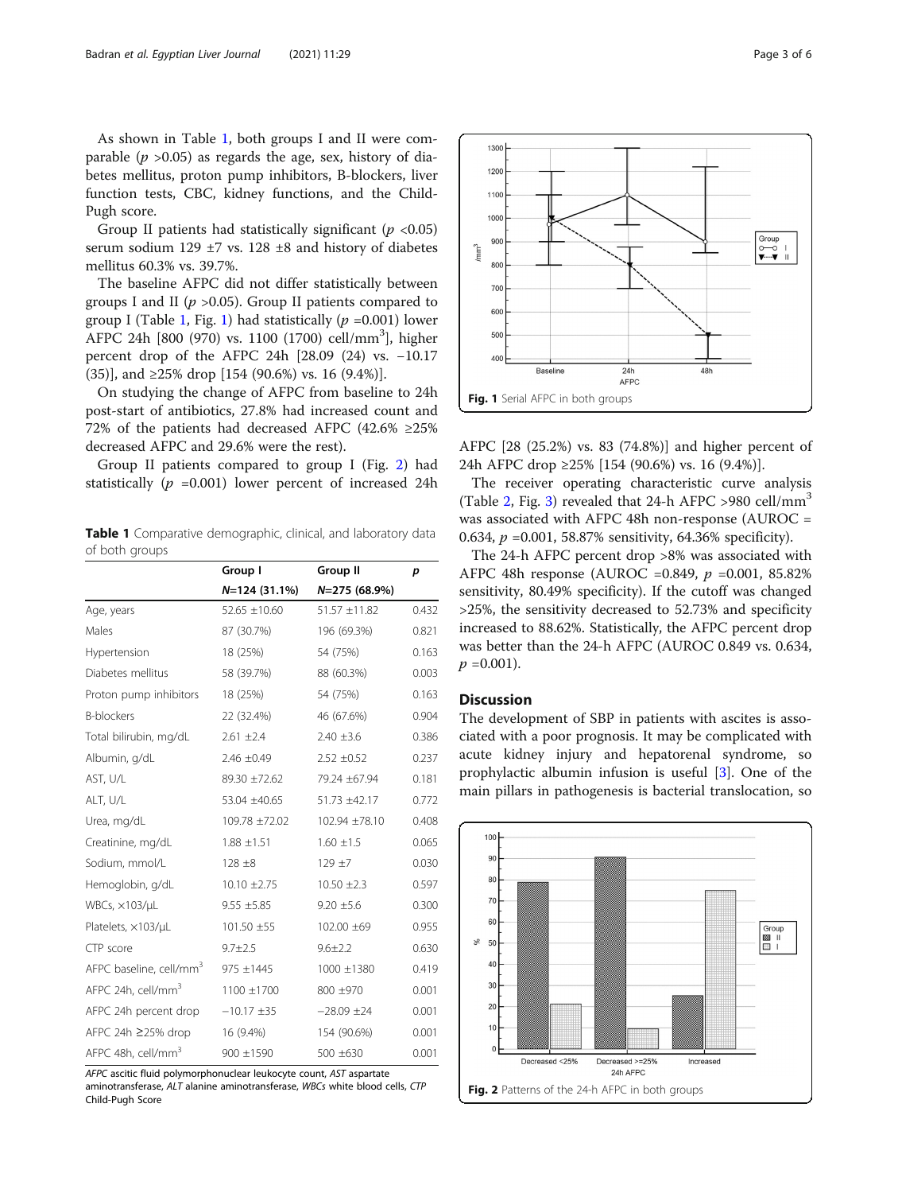As shown in Table 1, both groups I and II were comparable ($p$ >0.05) as regards the age, sex, history of diabetes mellitus, proton pump inhibitors, B-blockers, liver function tests, CBC, kidney functions, and the Child-Pugh score.

Group II patients had statistically significant ($p$ <0.05) serum sodium 129 ±7 vs. 128 ±8 and history of diabetes mellitus 60.3% vs. 39.7%.

The baseline AFPC did not differ statistically between groups I and II ($p$ >0.05). Group II patients compared to group I (Table 1, Fig. 1) had statistically ($p$ =0.001) lower AFPC 24h [800 (970) vs. 1100 (1700) cell/mm$^3$], higher percent drop of the AFPC 24h [28.09 (24) vs. −10.17 (35)], and ≥25% drop [154 (90.6%) vs. 16 (9.4%)].

On studying the change of AFPC from baseline to 24h post-start of antibiotics, 27.8% had increased count and 72% of the patients had decreased AFPC (42.6% ≥25% decreased AFPC and 29.6% were the rest).

Group II patients compared to group I (Fig. 2) had statistically ($p$ =0.001) lower percent of increased 24h AFPC [28 (25.2%) vs. 83 (74.8%)] and higher percent of 24h AFPC drop ≥25% [154 (90.6%) vs. 16 (9.4%)].

**Table 1** Comparative demographic, clinical, and laboratory data of both groups

| | Group I | Group II | p |
|---|---|---|---|
| | N=124 (31.1%) | N=275 (68.9%) | |
| Age, years | 52.65 ±10.60 | 51.57 ±11.82 | 0.432 |
| Males | 87 (30.7%) | 196 (69.3%) | 0.821 |
| Hypertension | 18 (25%) | 54 (75%) | 0.163 |
| Diabetes mellitus | 58 (39.7%) | 88 (60.3%) | 0.003 |
| Proton pump inhibitors | 18 (25%) | 54 (75%) | 0.163 |
| B-blockers | 22 (32.4%) | 46 (67.6%) | 0.904 |
| Total bilirubin, mg/dL | 2.61 ±2.4 | 2.40 ±3.6 | 0.386 |
| Albumin, g/dL | 2.46 ±0.49 | 2.52 ±0.52 | 0.237 |
| AST, U/L | 89.30 ±72.62 | 79.24 ±67.94 | 0.181 |
| ALT, U/L | 53.04 ±40.65 | 51.73 ±42.17 | 0.772 |
| Urea, mg/dL | 109.78 ±72.02 | 102.94 ±78.10 | 0.408 |
| Creatinine, mg/dL | 1.88 ±1.51 | 1.60 ±1.5 | 0.065 |
| Sodium, mmol/L | 128 ±8 | 129 ±7 | 0.030 |
| Hemoglobin, g/dL | 10.10 ±2.75 | 10.50 ±2.3 | 0.597 |
| WBCs, ×103/μL | 9.55 ±5.85 | 9.20 ±5.6 | 0.300 |
| Platelets, ×103/μL | 101.50 ±55 | 102.00 ±69 | 0.955 |
| CTP score | 9.7±2.5 | 9.6±2.2 | 0.630 |
| AFPC baseline, cell/mm$^3$ | 975 ±1445 | 1000 ±1380 | 0.419 |
| AFPC 24h, cell/mm$^3$ | 1100 ±1700 | 800 ±970 | 0.001 |
| AFPC 24h percent drop | −10.17 ±35 | −28.09 ±24 | 0.001 |
| AFPC 24h ≥25% drop | 16 (9.4%) | 154 (90.6%) | 0.001 |
| AFPC 48h, cell/mm$^3$ | 900 ±1590 | 500 ±630 | 0.001 |

*AFPC* ascitic fluid polymorphonuclear leukocyte count, *AST* aspartate aminotransferase, *ALT* alanine aminotransferase, *WBCs* white blood cells, *CTP* Child-Pugh Score

**Fig. 1** Serial AFPC in both groups

The receiver operating characteristic curve analysis (Table 2, Fig. 3) revealed that 24-h AFPC >980 cell/mm$^3$ was associated with AFPC 48h non-response (AUROC = 0.634, $p$ =0.001, 58.87% sensitivity, 64.36% specificity).

The 24-h AFPC percent drop >8% was associated with AFPC 48h response (AUROC =0.849, $p$ =0.001, 85.82% sensitivity, 80.49% specificity). If the cutoff was changed >25%, the sensitivity decreased to 52.73% and specificity increased to 88.62%. Statistically, the AFPC percent drop was better than the 24-h AFPC (AUROC 0.849 vs. 0.634, $p$ =0.001).

## Discussion

The development of SBP in patients with ascites is associated with a poor prognosis. It may be complicated with acute kidney injury and hepatorenal syndrome, so prophylactic albumin infusion is useful [3]. One of the main pillars in pathogenesis is bacterial translocation, so

**Fig. 2** Patterns of the 24-h AFPC in both groups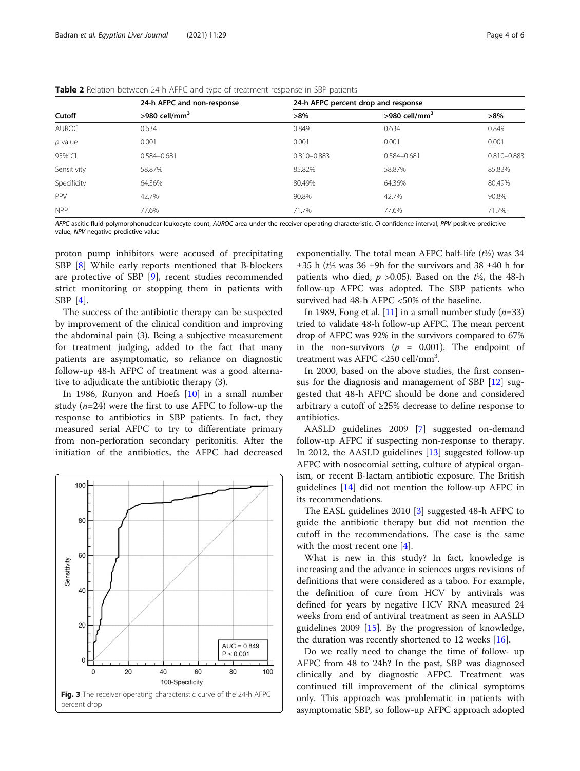**Table 2** Relation between 24-h AFPC and type of treatment response in SBP patients

| Cutoff | 24-h AFPC and non-response >980 cell/mm$^3$ | >8% | 24-h AFPC percent drop and response >980 cell/mm$^3$ | >8% |
|---|---|---|---|---|
| AUROC | 0.634 | 0.849 | 0.634 | 0.849 |
| *p* value | 0.001 | 0.001 | 0.001 | 0.001 |
| 95% CI | 0.584–0.681 | 0.810–0.883 | 0.584–0.681 | 0.810–0.883 |
| Sensitivity | 58.87% | 85.82% | 58.87% | 85.82% |
| Specificity | 64.36% | 80.49% | 64.36% | 80.49% |
| PPV | 42.7% | 90.8% | 42.7% | 90.8% |
| NPP | 77.6% | 71.7% | 77.6% | 71.7% |

*AFPC* ascitic fluid polymorphonuclear leukocyte count, *AUROC* area under the receiver operating characteristic, *CI* confidence interval, *PPV* positive predictive value, *NPV* negative predictive value

proton pump inhibitors were accused of precipitating SBP [8] While early reports mentioned that B-blockers are protective of SBP [9], recent studies recommended strict monitoring or stopping them in patients with SBP [4].

The success of the antibiotic therapy can be suspected by improvement of the clinical condition and improving the abdominal pain (3). Being a subjective measurement for treatment judging, added to the fact that many patients are asymptomatic, so reliance on diagnostic follow-up 48-h AFPC of treatment was a good alternative to adjudicate the antibiotic therapy (3).

In 1986, Runyon and Hoefs [10] in a small number study ($n$=24) were the first to use AFPC to follow-up the response to antibiotics in SBP patients. In fact, they measured serial AFPC to try to differentiate primary from non-perforation secondary peritonitis. After the initiation of the antibiotics, the AFPC had decreased exponentially. The total mean AFPC half-life ($t½$) was 34 ±35 h ($t½$ was 36 ±9h for the survivors and 38 ±40 h for patients who died, $p$ >0.05). Based on the $t½$, the 48-h follow-up AFPC was adopted. The SBP patients who survived had 48-h AFPC <50% of the baseline.

Fig. 3 The receiver operating characteristic curve of the 24-h AFPC percent drop

In 1989, Fong et al. [11] in a small number study ($n$=33) tried to validate 48-h follow-up AFPC. The mean percent drop of AFPC was 92% in the survivors compared to 67% in the non-survivors ($p$ = 0.001). The endpoint of treatment was AFPC <250 cell/mm$^3$.

In 2000, based on the above studies, the first consensus for the diagnosis and management of SBP [12] suggested that 48-h AFPC should be done and considered arbitrary a cutoff of ≥25% decrease to define response to antibiotics.

AASLD guidelines 2009 [7] suggested on-demand follow-up AFPC if suspecting non-response to therapy. In 2012, the AASLD guidelines [13] suggested follow-up AFPC with nosocomial setting, culture of atypical organism, or recent B-lactam antibiotic exposure. The British guidelines [14] did not mention the follow-up AFPC in its recommendations.

The EASL guidelines 2010 [3] suggested 48-h AFPC to guide the antibiotic therapy but did not mention the cutoff in the recommendations. The case is the same with the most recent one [4].

What is new in this study? In fact, knowledge is increasing and the advance in sciences urges revisions of definitions that were considered as a taboo. For example, the definition of cure from HCV by antivirals was defined for years by negative HCV RNA measured 24 weeks from end of antiviral treatment as seen in AASLD guidelines 2009 [15]. By the progression of knowledge, the duration was recently shortened to 12 weeks [16].

Do we really need to change the time of follow- up AFPC from 48 to 24h? In the past, SBP was diagnosed clinically and by diagnostic AFPC. Treatment was continued till improvement of the clinical symptoms only. This approach was problematic in patients with asymptomatic SBP, so follow-up AFPC approach adopted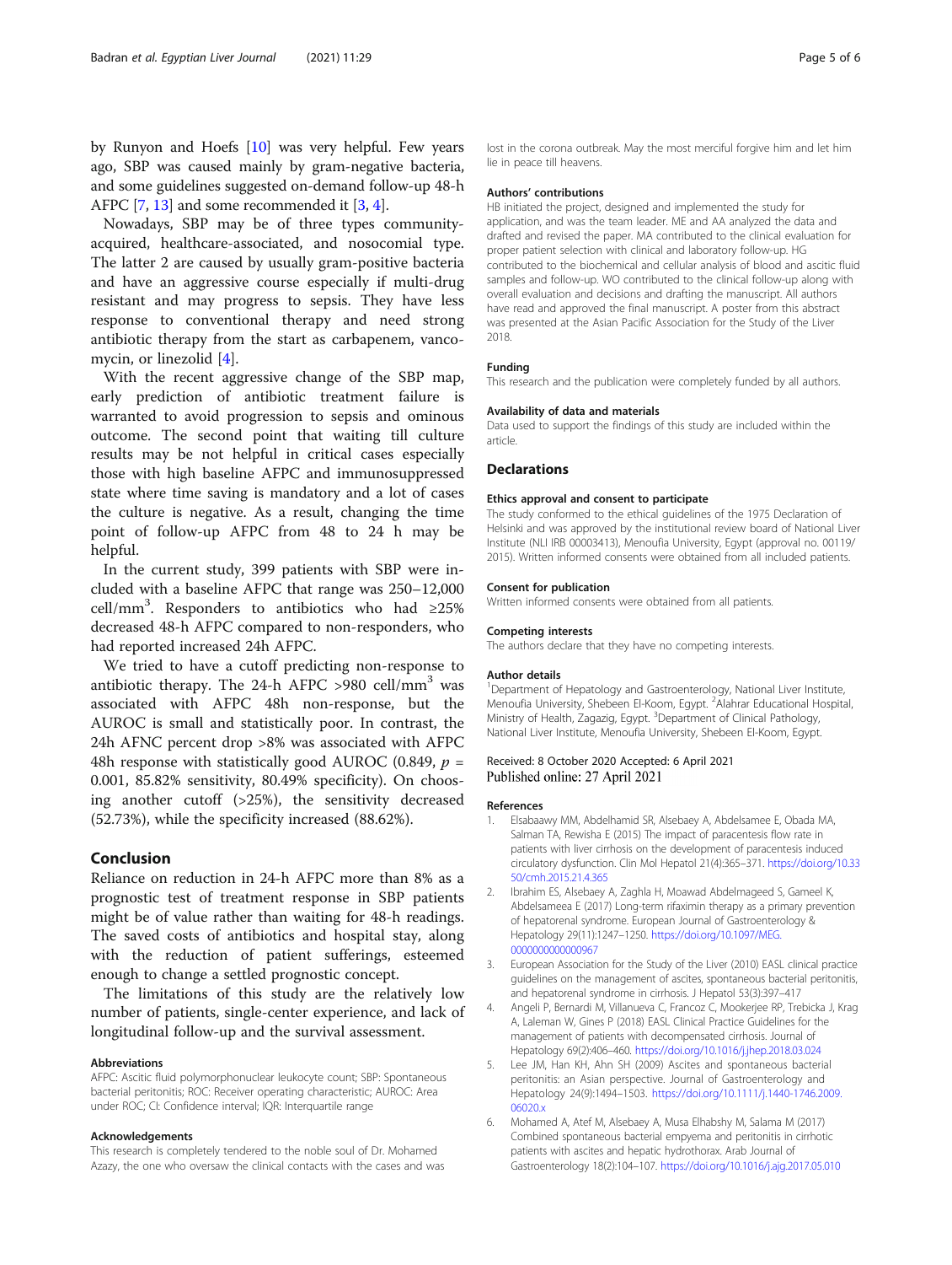by Runyon and Hoefs [10] was very helpful. Few years ago, SBP was caused mainly by gram-negative bacteria, and some guidelines suggested on-demand follow-up 48-h AFPC [7, 13] and some recommended it [3, 4].

Nowadays, SBP may be of three types community-acquired, healthcare-associated, and nosocomial type. The latter 2 are caused by usually gram-positive bacteria and have an aggressive course especially if multi-drug resistant and may progress to sepsis. They have less response to conventional therapy and need strong antibiotic therapy from the start as carbapenem, vancomycin, or linezolid [4].

With the recent aggressive change of the SBP map, early prediction of antibiotic treatment failure is warranted to avoid progression to sepsis and ominous outcome. The second point that waiting till culture results may be not helpful in critical cases especially those with high baseline AFPC and immunosuppressed state where time saving is mandatory and a lot of cases the culture is negative. As a result, changing the time point of follow-up AFPC from 48 to 24 h may be helpful.

In the current study, 399 patients with SBP were included with a baseline AFPC that range was 250–12,000 cell/mm$^3$. Responders to antibiotics who had ≥25% decreased 48-h AFPC compared to non-responders, who had reported increased 24h AFPC.

We tried to have a cutoff predicting non-response to antibiotic therapy. The 24-h AFPC >980 cell/mm$^3$ was associated with AFPC 48h non-response, but the AUROC is small and statistically poor. In contrast, the 24h AFNC percent drop >8% was associated with AFPC 48h response with statistically good AUROC (0.849, $p$ = 0.001, 85.82% sensitivity, 80.49% specificity). On choosing another cutoff (>25%), the sensitivity decreased (52.73%), while the specificity increased (88.62%).

## Conclusion

Reliance on reduction in 24-h AFPC more than 8% as a prognostic test of treatment response in SBP patients might be of value rather than waiting for 48-h readings. The saved costs of antibiotics and hospital stay, along with the reduction of patient sufferings, esteemed enough to change a settled prognostic concept.

The limitations of this study are the relatively low number of patients, single-center experience, and lack of longitudinal follow-up and the survival assessment.

#### Abbreviations

AFPC: Ascitic fluid polymorphonuclear leukocyte count; SBP: Spontaneous bacterial peritonitis; ROC: Receiver operating characteristic; AUROC: Area under ROC; CI: Confidence interval; IQR: Interquartile range

#### Acknowledgements

This research is completely tendered to the noble soul of Dr. Mohamed Azazy, the one who oversaw the clinical contacts with the cases and was lost in the corona outbreak. May the most merciful forgive him and let him lie in peace till heavens.

#### Authors' contributions

HB initiated the project, designed and implemented the study for application, and was the team leader. ME and AA analyzed the data and drafted and revised the paper. MA contributed to the clinical evaluation for proper patient selection with clinical and laboratory follow-up. HG contributed to the biochemical and cellular analysis of blood and ascitic fluid samples and follow-up. WO contributed to the clinical follow-up along with overall evaluation and decisions and drafting the manuscript. All authors have read and approved the final manuscript. A poster from this abstract was presented at the Asian Pacific Association for the Study of the Liver 2018.

#### Funding

This research and the publication were completely funded by all authors.

#### Availability of data and materials

Data used to support the findings of this study are included within the article.

### Declarations

#### Ethics approval and consent to participate

The study conformed to the ethical guidelines of the 1975 Declaration of Helsinki and was approved by the institutional review board of National Liver Institute (NLI IRB 00003413), Menoufia University, Egypt (approval no. 00119/2015). Written informed consents were obtained from all included patients.

#### Consent for publication

Written informed consents were obtained from all patients.

#### Competing interests

The authors declare that they have no competing interests.

#### Author details

[1]Department of Hepatology and Gastroenterology, National Liver Institute, Menoufia University, Shebeen El-Koom, Egypt. [2]Alahrar Educational Hospital, Ministry of Health, Zagazig, Egypt. [3]Department of Clinical Pathology, National Liver Institute, Menoufia University, Shebeen El-Koom, Egypt.

Received: 8 October 2020 Accepted: 6 April 2021
Published online: 27 April 2021

#### References

1. Elsabaawy MM, Abdelhamid SR, Alsebaey A, Abdelsamee E, Obada MA, Salman TA, Rewisha E (2015) The impact of paracentesis flow rate in patients with liver cirrhosis on the development of paracentesis induced circulatory dysfunction. Clin Mol Hepatol 21(4):365–371. https://doi.org/10.3350/cmh.2015.21.4.365
2. Ibrahim ES, Alsebaey A, Zaghla H, Moawad Abdelmageed S, Gameel K, Abdelsameea E (2017) Long-term rifaximin therapy as a primary prevention of hepatorenal syndrome. European Journal of Gastroenterology & Hepatology 29(11):1247–1250. https://doi.org/10.1097/MEG.0000000000000967
3. European Association for the Study of the Liver (2010) EASL clinical practice guidelines on the management of ascites, spontaneous bacterial peritonitis, and hepatorenal syndrome in cirrhosis. J Hepatol 53(3):397–417
4. Angeli P, Bernardi M, Villanueva C, Francoz C, Mookerjee RP, Trebicka J, Krag A, Laleman W, Gines P (2018) EASL Clinical Practice Guidelines for the management of patients with decompensated cirrhosis. Journal of Hepatology 69(2):406–460. https://doi.org/10.1016/j.jhep.2018.03.024
5. Lee JM, Han KH, Ahn SH (2009) Ascites and spontaneous bacterial peritonitis: an Asian perspective. Journal of Gastroenterology and Hepatology 24(9):1494–1503. https://doi.org/10.1111/j.1440-1746.2009.06020.x
6. Mohamed A, Atef M, Alsebaey A, Musa Elhabshy M, Salama M (2017) Combined spontaneous bacterial empyema and peritonitis in cirrhotic patients with ascites and hepatic hydrothorax. Arab Journal of Gastroenterology 18(2):104–107. https://doi.org/10.1016/j.ajg.2017.05.010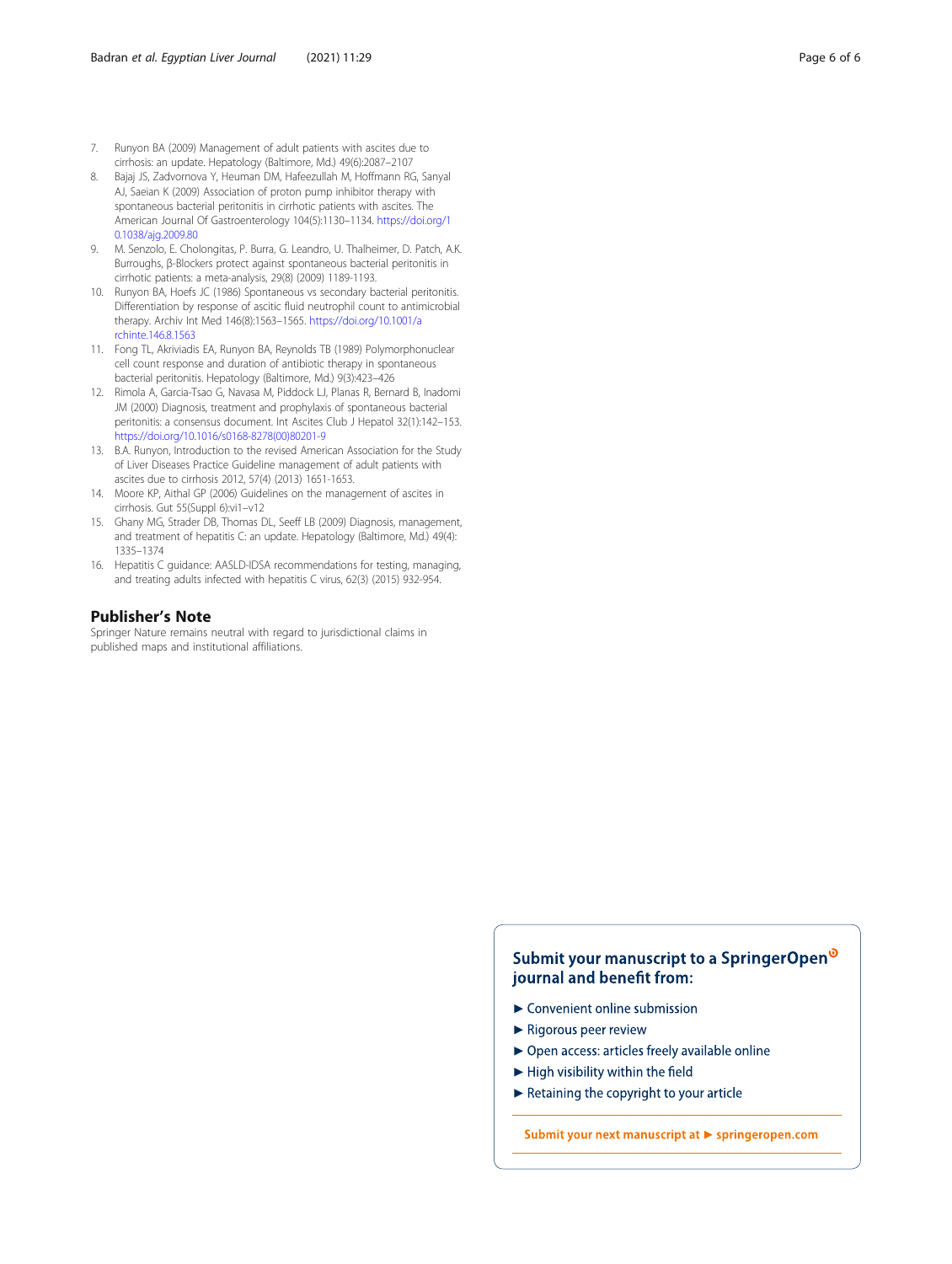7. Runyon BA (2009) Management of adult patients with ascites due to cirrhosis: an update. Hepatology (Baltimore, Md.) 49(6):2087–2107
8. Bajaj JS, Zadvornova Y, Heuman DM, Hafeezullah M, Hoffmann RG, Sanyal AJ, Saeian K (2009) Association of proton pump inhibitor therapy with spontaneous bacterial peritonitis in cirrhotic patients with ascites. The American Journal Of Gastroenterology 104(5):1130–1134. https://doi.org/10.1038/ajg.2009.80
9. M. Senzolo, E. Cholongitas, P. Burra, G. Leandro, U. Thalheimer, D. Patch, A.K. Burroughs, β-Blockers protect against spontaneous bacterial peritonitis in cirrhotic patients: a meta-analysis, 29(8) (2009) 1189-1193.
10. Runyon BA, Hoefs JC (1986) Spontaneous vs secondary bacterial peritonitis. Differentiation by response of ascitic fluid neutrophil count to antimicrobial therapy. Archiv Int Med 146(8):1563–1565. https://doi.org/10.1001/archinte.146.8.1563
11. Fong TL, Akriviadis EA, Runyon BA, Reynolds TB (1989) Polymorphonuclear cell count response and duration of antibiotic therapy in spontaneous bacterial peritonitis. Hepatology (Baltimore, Md.) 9(3):423–426
12. Rimola A, Garcia-Tsao G, Navasa M, Piddock LJ, Planas R, Bernard B, Inadomi JM (2000) Diagnosis, treatment and prophylaxis of spontaneous bacterial peritonitis: a consensus document. Int Ascites Club J Hepatol 32(1):142–153. https://doi.org/10.1016/s0168-8278(00)80201-9
13. B.A. Runyon, Introduction to the revised American Association for the Study of Liver Diseases Practice Guideline management of adult patients with ascites due to cirrhosis 2012, 57(4) (2013) 1651-1653.
14. Moore KP, Aithal GP (2006) Guidelines on the management of ascites in cirrhosis. Gut 55(Suppl 6):vi1–v12
15. Ghany MG, Strader DB, Thomas DL, Seeff LB (2009) Diagnosis, management, and treatment of hepatitis C: an update. Hepatology (Baltimore, Md.) 49(4): 1335–1374
16. Hepatitis C guidance: AASLD-IDSA recommendations for testing, managing, and treating adults infected with hepatitis C virus, 62(3) (2015) 932-954.

## Publisher's Note

Springer Nature remains neutral with regard to jurisdictional claims in published maps and institutional affiliations.

**Submit your manuscript to a SpringerOpen journal and benefit from:**

- ► Convenient online submission
- ► Rigorous peer review
- ► Open access: articles freely available online
- ► High visibility within the field
- ► Retaining the copyright to your article

**Submit your next manuscript at ► springeropen.com**